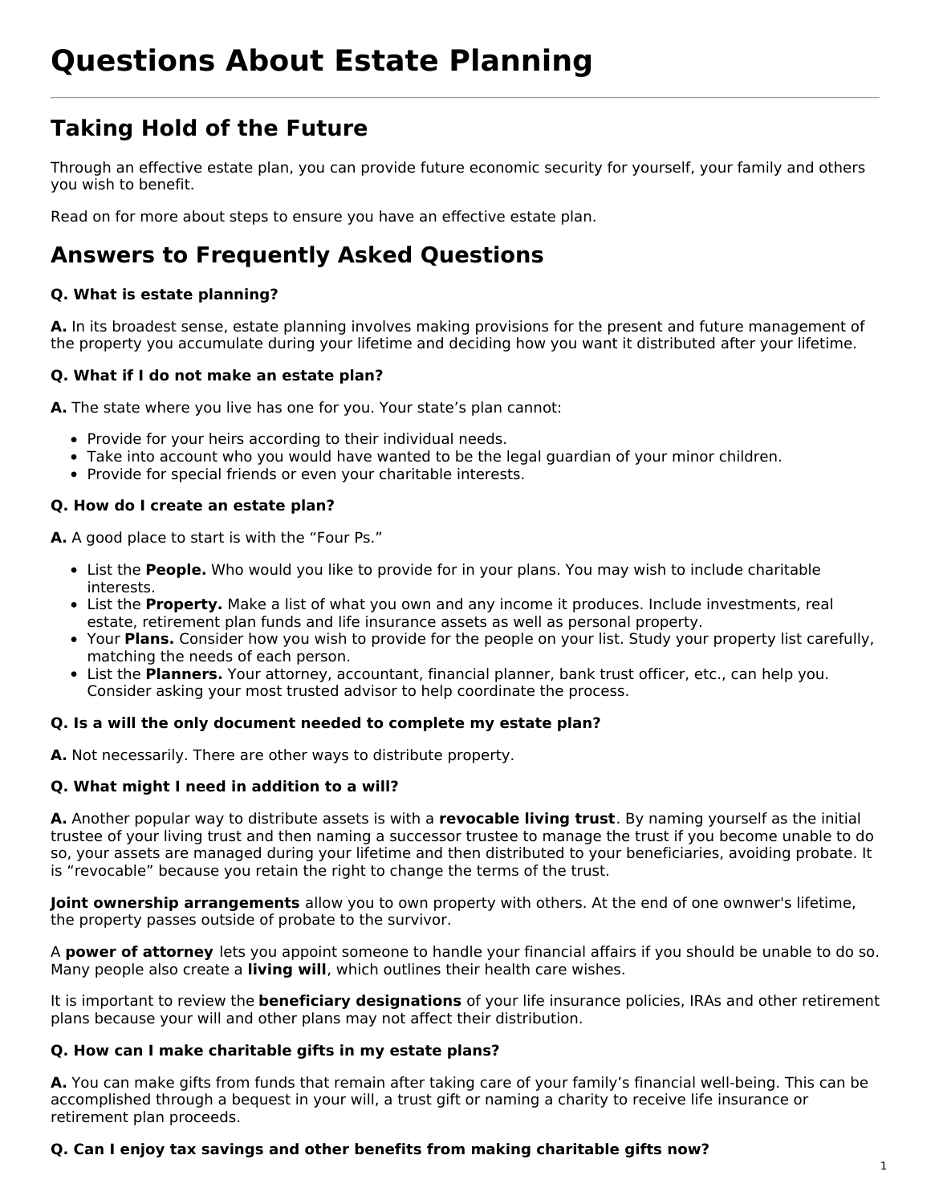# Questions About Estate Planning

## Taking Hold of the Future

Through an effective estate plan, you can provide future economic security for yourself, your family and others you wish to benefit.

Read on for more about steps to ensure you have an effective estate plan.

## Answers to Frequently Asked Questions

**Q. What is estate planning?**

**A.** In its broadest sense, estate planning involves making provisions for the present and future management of the property you accumulate during your lifetime and deciding how you want it distributed after your lifetime.

**Q. What if I do not make an estate plan?**

**A.** The state where you live has one for you. Your state's plan cannot:

- Provide for your heirs according to their individual needs.
- Take into account who you would have wanted to be the legal guardian of your minor children.
- Provide for special friends or even your charitable interests.

**Q. How do I create an estate plan?**

**A.** A good place to start is with the "Four Ps."

- List the **People.** Who would you like to provide for in your plans. You may wish to include charitable interests.
- List the **Property.** Make a list of what you own and any income it produces. Include investments, real estate, retirement plan funds and life insurance assets as well as personal property.
- Your **Plans.** Consider how you wish to provide for the people on your list. Study your property list carefully, matching the needs of each person.
- List the **Planners.** Your attorney, accountant, financial planner, bank trust officer, etc., can help you. Consider asking your most trusted advisor to help coordinate the process.

**Q. Is a will the only document needed to complete my estate plan?**

**A.** Not necessarily. There are other ways to distribute property.

**Q. What might I need in addition to a will?**

**A.** Another popular way to distribute assets is with a **revocable living trust**. By naming yourself as the initial trustee of your living trust and then naming a successor trustee to manage the trust if you become unable to do so, your assets are managed during your lifetime and then distributed to your beneficiaries, avoiding probate. It is "revocable" because you retain the right to change the terms of the trust.

**Joint ownership arrangements** allow you to own property with others. At the end of one ownwer's lifetime, the property passes outside of probate to the survivor.

A **power of attorney** lets you appoint someone to handle your financial affairs if you should be unable to do so. Many people also create a **living will**, which outlines their health care wishes.

It is important to review the **beneficiary designations** of your life insurance policies, IRAs and other retirement plans because your will and other plans may not affect their distribution.

**Q. How can I make charitable gifts in my estate plans?**

**A.** You can make gifts from funds that remain after taking care of your family's financial well-being. This can be accomplished through a bequest in your will, a trust gift or naming a charity to receive life insurance or retirement plan proceeds.

**Q. Can I enjoy tax savings and other benefits from making charitable gifts now?**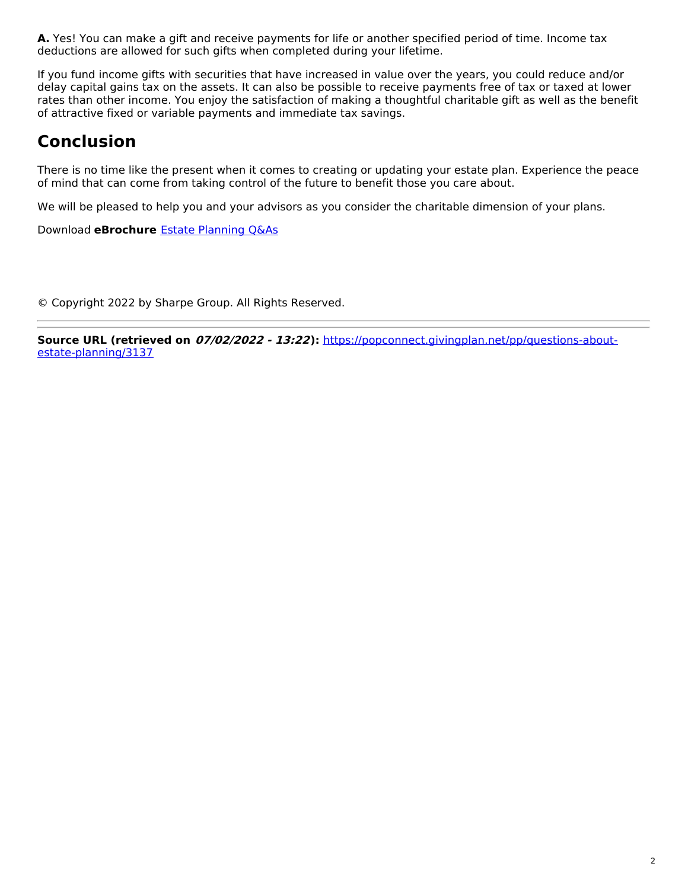**A.** Yes! You can make a gift and receive payments for life or another specified period of time. Income tax deductions are allowed for such gifts when completed during your lifetime.

If you fund income gifts with securities that have increased in value over the years, you could reduce and/or delay capital gains tax on the assets. It can also be possible to receive payments free of tax or taxed at lower rates than other income. You enjoy the satisfaction of making a thoughtful charitable gift as well as the benefit of attractive fixed or variable payments and immediate tax savings.

## Conclusion

There is no time like the present when it comes to creating or updating your estate plan. Experience the peace of mind that can come from taking control of the future to benefit those you care about.

We will be pleased to help you and your advisors as you consider the charitable dimension of your plans.

Download **eBrochure** [Estate Planning Q&As]

© Copyright 2022 by Sharpe Group. All Rights Reserved.

---

**Source URL (retrieved on *07/02/2022 - 13:22*):** https://popconnect.givingplan.net/pp/questions-about-estate-planning/3137